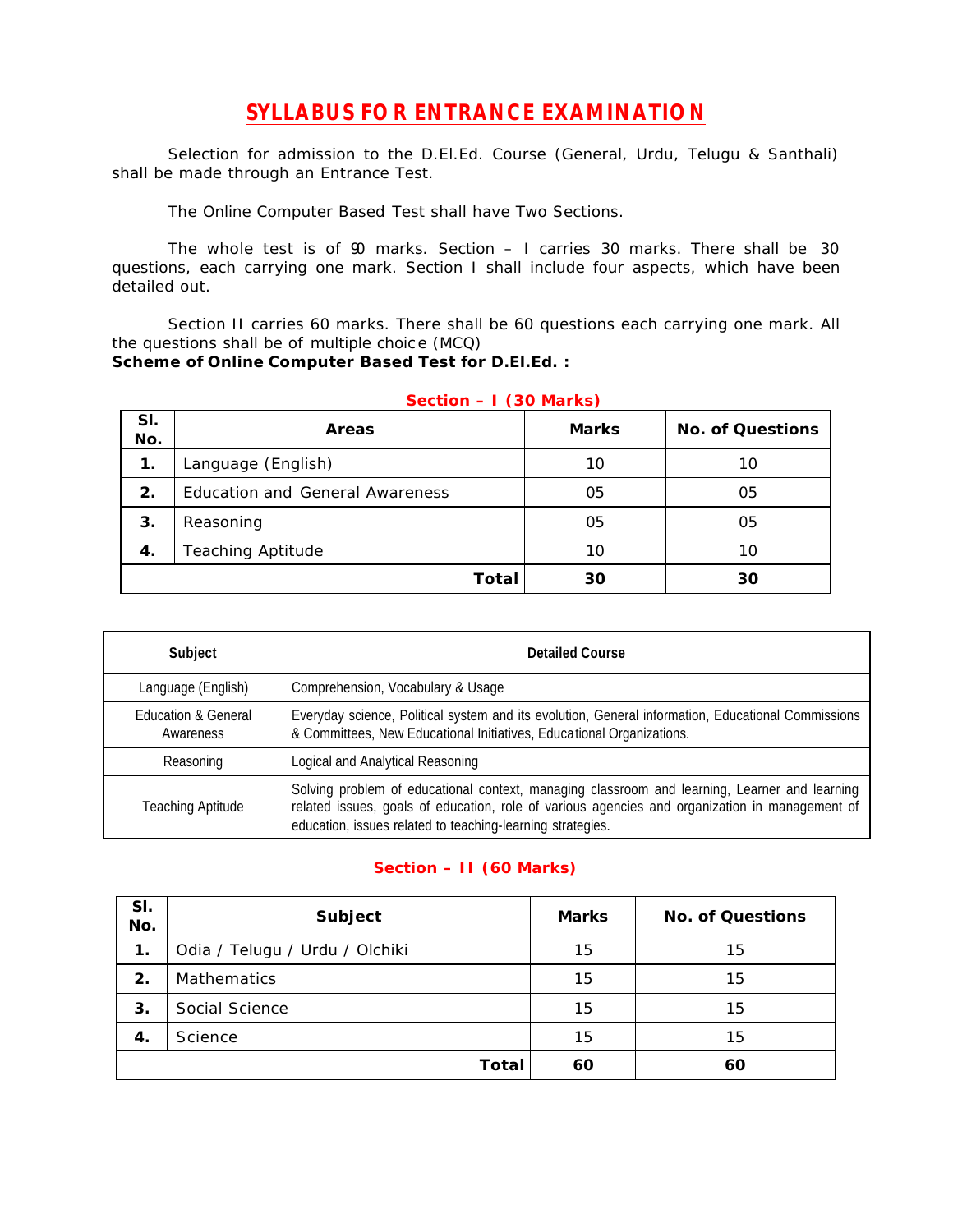# SYLLABUS FOR ENTRANCE EXAMINATION

Selection for admission to the D.El.Ed. Course (General, Urdu, Telugu & Santhali) shall be made through an Entrance Test.

The Online Computer Based Test shall have Two Sections.

The whole test is of 90 marks. Section – I carries 30 marks. There shall be 30 questions, each carrying one mark. Section I shall include four aspects, which have been detailed out.

Section II carries 60 marks. There shall be 60 questions each carrying one mark. All the questions shall be of multiple choice (MCQ)

**Scheme of Online Computer Based Test for D.El.Ed. :**

### Section – I (30 Marks)

| Sl. No. | Areas | Marks | No. of Questions |
|---|---|---|---|
| **1.** | Language (English) | 10 | 10 |
| **2.** | Education and General Awareness | 05 | 05 |
| **3.** | Reasoning | 05 | 05 |
| **4.** | Teaching Aptitude | 10 | 10 |
| | **Total** | **30** | **30** |

| Subject | Detailed Course |
|---|---|
| Language (English) | Comprehension, Vocabulary & Usage |
| Education & General Awareness | Everyday science, Political system and its evolution, General information, Educational Commissions & Committees, New Educational Initiatives, Educational Organizations. |
| Reasoning | Logical and Analytical Reasoning |
| Teaching Aptitude | Solving problem of educational context, managing classroom and learning, Learner and learning related issues, goals of education, role of various agencies and organization in management of education, issues related to teaching-learning strategies. |

### Section – II (60 Marks)

| Sl. No. | Subject | Marks | No. of Questions |
|---|---|---|---|
| **1.** | Odia / Telugu / Urdu / Olchiki | 15 | 15 |
| **2.** | Mathematics | 15 | 15 |
| **3.** | Social Science | 15 | 15 |
| **4.** | Science | 15 | 15 |
| | **Total** | **60** | **60** |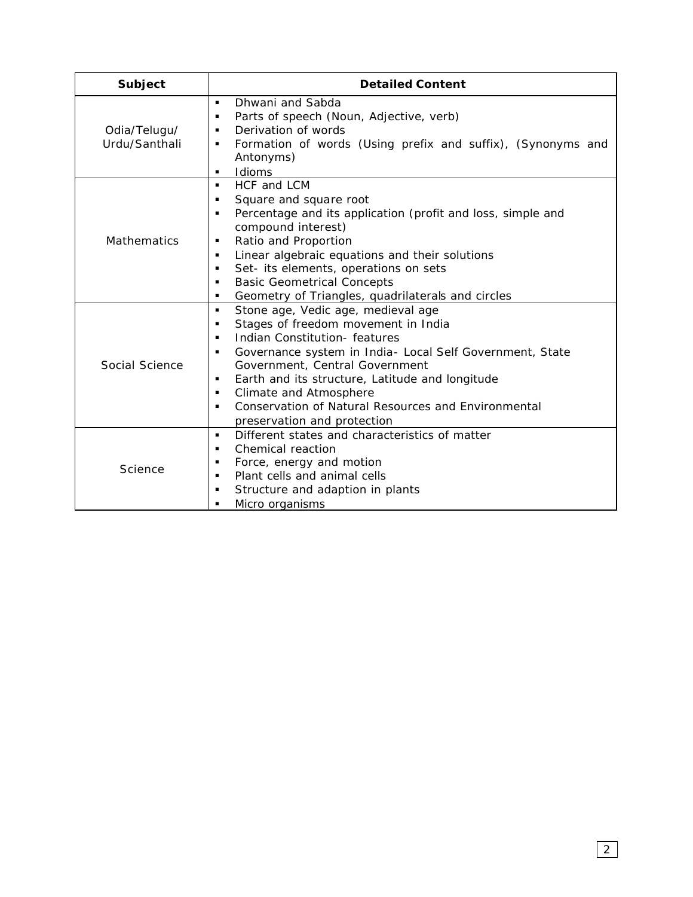| Subject | Detailed Content |
|---|---|
| Odia/Telugu/ Urdu/Santhali | ▪ Dhwani and Sabda<br>▪ Parts of speech (Noun, Adjective, verb)<br>▪ Derivation of words<br>▪ Formation of words (Using prefix and suffix), (Synonyms and Antonyms)<br>▪ Idioms |
| Mathematics | ▪ HCF and LCM<br>▪ Square and square root<br>▪ Percentage and its application (profit and loss, simple and compound interest)<br>▪ Ratio and Proportion<br>▪ Linear algebraic equations and their solutions<br>▪ Set- its elements, operations on sets<br>▪ Basic Geometrical Concepts<br>▪ Geometry of Triangles, quadrilaterals and circles |
| Social Science | ▪ Stone age, Vedic age, medieval age<br>▪ Stages of freedom movement in India<br>▪ Indian Constitution- features<br>▪ Governance system in India- Local Self Government, State Government, Central Government<br>▪ Earth and its structure, Latitude and longitude<br>▪ Climate and Atmosphere<br>▪ Conservation of Natural Resources and Environmental preservation and protection |
| Science | ▪ Different states and characteristics of matter<br>▪ Chemical reaction<br>▪ Force, energy and motion<br>▪ Plant cells and animal cells<br>▪ Structure and adaption in plants<br>▪ Micro organisms |